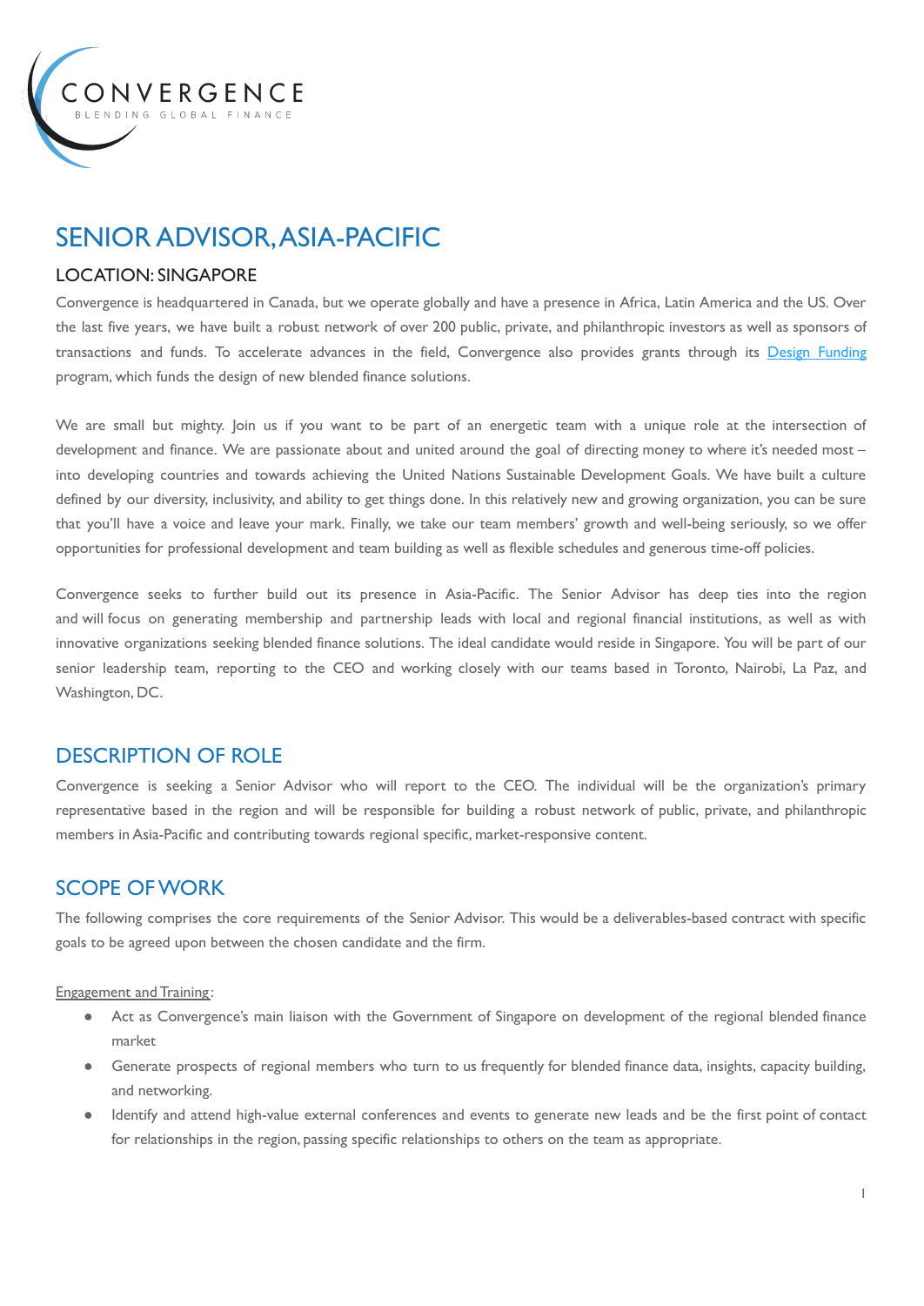CONVERGENCE

BLENDING GLOBAL FINANCE

# SENIOR ADVISOR, ASIA-PACIFIC

## LOCATION: SINGAPORE

Convergence is headquartered in Canada, but we operate globally and have a presence in Africa, Latin America and the US. Over the last five years, we have built a robust network of over 200 public, private, and philanthropic investors as well as sponsors of transactions and funds. To accelerate advances in the field, Convergence also provides grants through its [Design Funding]() program, which funds the design of new blended finance solutions.

We are small but mighty. Join us if you want to be part of an energetic team with a unique role at the intersection of development and finance. We are passionate about and united around the goal of directing money to where it's needed most – into developing countries and towards achieving the United Nations Sustainable Development Goals. We have built a culture defined by our diversity, inclusivity, and ability to get things done. In this relatively new and growing organization, you can be sure that you'll have a voice and leave your mark. Finally, we take our team members' growth and well-being seriously, so we offer opportunities for professional development and team building as well as flexible schedules and generous time-off policies.

Convergence seeks to further build out its presence in Asia-Pacific. The Senior Advisor has deep ties into the region and will focus on generating membership and partnership leads with local and regional financial institutions, as well as with innovative organizations seeking blended finance solutions. The ideal candidate would reside in Singapore. You will be part of our senior leadership team, reporting to the CEO and working closely with our teams based in Toronto, Nairobi, La Paz, and Washington, DC.

## DESCRIPTION OF ROLE

Convergence is seeking a Senior Advisor who will report to the CEO. The individual will be the organization's primary representative based in the region and will be responsible for building a robust network of public, private, and philanthropic members in Asia-Pacific and contributing towards regional specific, market-responsive content.

## SCOPE OF WORK

The following comprises the core requirements of the Senior Advisor. This would be a deliverables-based contract with specific goals to be agreed upon between the chosen candidate and the firm.

Engagement and Training:

- Act as Convergence's main liaison with the Government of Singapore on development of the regional blended finance market
- Generate prospects of regional members who turn to us frequently for blended finance data, insights, capacity building, and networking.
- Identify and attend high-value external conferences and events to generate new leads and be the first point of contact for relationships in the region, passing specific relationships to others on the team as appropriate.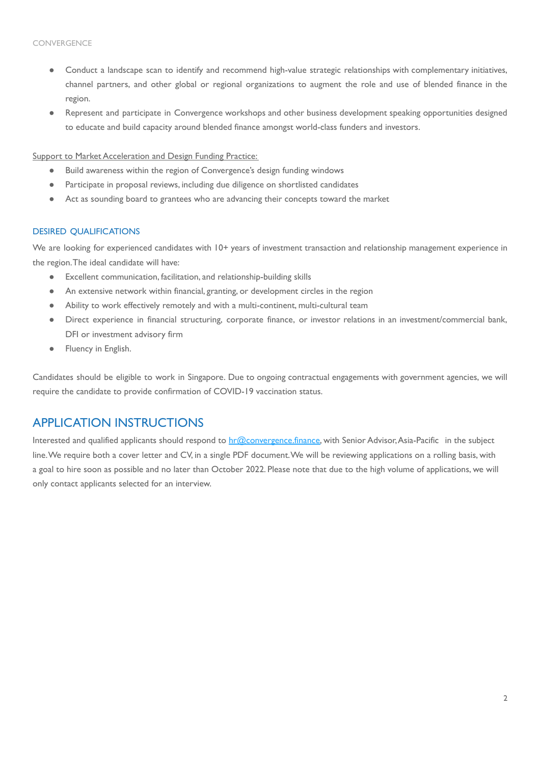- Conduct a landscape scan to identify and recommend high-value strategic relationships with complementary initiatives, channel partners, and other global or regional organizations to augment the role and use of blended finance in the region.
- Represent and participate in Convergence workshops and other business development speaking opportunities designed to educate and build capacity around blended finance amongst world-class funders and investors.

Support to Market Acceleration and Design Funding Practice:

- Build awareness within the region of Convergence's design funding windows
- Participate in proposal reviews, including due diligence on shortlisted candidates
- Act as sounding board to grantees who are advancing their concepts toward the market

### DESIRED QUALIFICATIONS

We are looking for experienced candidates with 10+ years of investment transaction and relationship management experience in the region. The ideal candidate will have:

- Excellent communication, facilitation, and relationship-building skills
- An extensive network within financial, granting, or development circles in the region
- Ability to work effectively remotely and with a multi-continent, multi-cultural team
- Direct experience in financial structuring, corporate finance, or investor relations in an investment/commercial bank, DFI or investment advisory firm
- Fluency in English.

Candidates should be eligible to work in Singapore. Due to ongoing contractual engagements with government agencies, we will require the candidate to provide confirmation of COVID-19 vaccination status.

## APPLICATION INSTRUCTIONS

Interested and qualified applicants should respond to hr@convergence.finance, with Senior Advisor, Asia-Pacific in the subject line. We require both a cover letter and CV, in a single PDF document. We will be reviewing applications on a rolling basis, with a goal to hire soon as possible and no later than October 2022. Please note that due to the high volume of applications, we will only contact applicants selected for an interview.